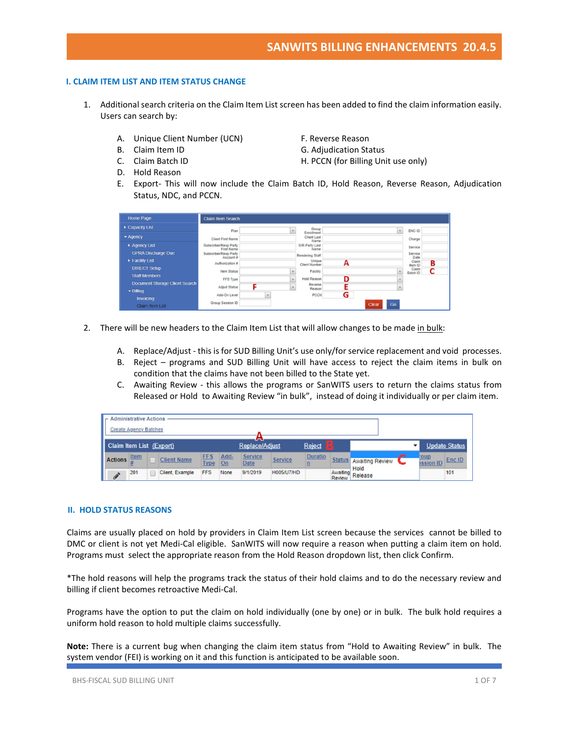# SANWITS BILLING ENHANCEMENTS 20.4.5

## I. CLAIM ITEM LIST AND ITEM STATUS CHANGE

1. Additional search criteria on the Claim Item List screen has been added to find the claim information easily. Users can search by:

   A. Unique Client Number (UCN)
   B. Claim Item ID
   C. Claim Batch ID
   D. Hold Reason
   E. Export- This will now include the Claim Batch ID, Hold Reason, Reverse Reason, Adjudication Status, NDC, and PCCN.
   F. Reverse Reason
   G. Adjudication Status
   H. PCCN (for Billing Unit use only)

2. There will be new headers to the Claim Item List that will allow changes to be made in bulk:

   A. Replace/Adjust - this is for SUD Billing Unit's use only/for service replacement and void processes.
   B. Reject – programs and SUD Billing Unit will have access to reject the claim items in bulk on condition that the claims have not been billed to the State yet.
   C. Awaiting Review - this allows the programs or SanWITS users to return the claims status from Released or Hold to Awaiting Review "in bulk", instead of doing it individually or per claim item.

## II. HOLD STATUS REASONS

Claims are usually placed on hold by providers in Claim Item List screen because the services cannot be billed to DMC or client is not yet Medi-Cal eligible. SanWITS will now require a reason when putting a claim item on hold. Programs must select the appropriate reason from the Hold Reason dropdown list, then click Confirm.

*The hold reasons will help the programs track the status of their hold claims and to do the necessary review and billing if client becomes retroactive Medi-Cal.

Programs have the option to put the claim on hold individually (one by one) or in bulk. The bulk hold requires a uniform hold reason to hold multiple claims successfully.

**Note:** There is a current bug when changing the claim item status from "Hold to Awaiting Review" in bulk. The system vendor (FEI) is working on it and this function is anticipated to be available soon.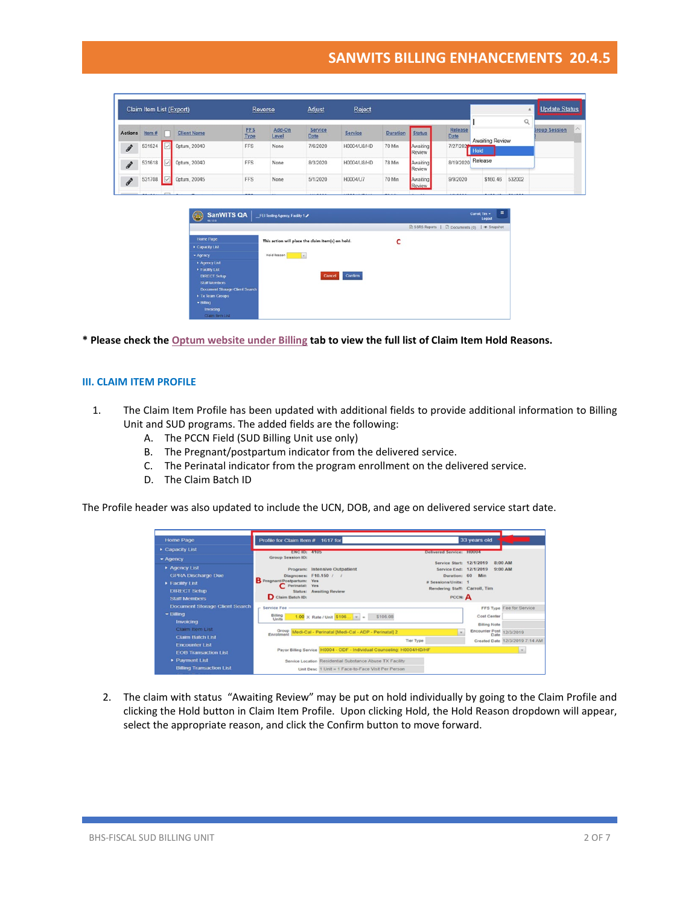* **Please check the Optum website under Billing tab to view the full list of Claim Item Hold Reasons.**

### III. CLAIM ITEM PROFILE

1. The Claim Item Profile has been updated with additional fields to provide additional information to Billing Unit and SUD programs. The added fields are the following:
   - A. The PCCN Field (SUD Billing Unit use only)
   - B. The Pregnant/postpartum indicator from the delivered service.
   - C. The Perinatal indicator from the program enrollment on the delivered service.
   - D. The Claim Batch ID

The Profile header was also updated to include the UCN, DOB, and age on delivered service start date.

2. The claim with status "Awaiting Review" may be put on hold individually by going to the Claim Profile and clicking the Hold button in Claim Item Profile. Upon clicking Hold, the Hold Reason dropdown will appear, select the appropriate reason, and click the Confirm button to move forward.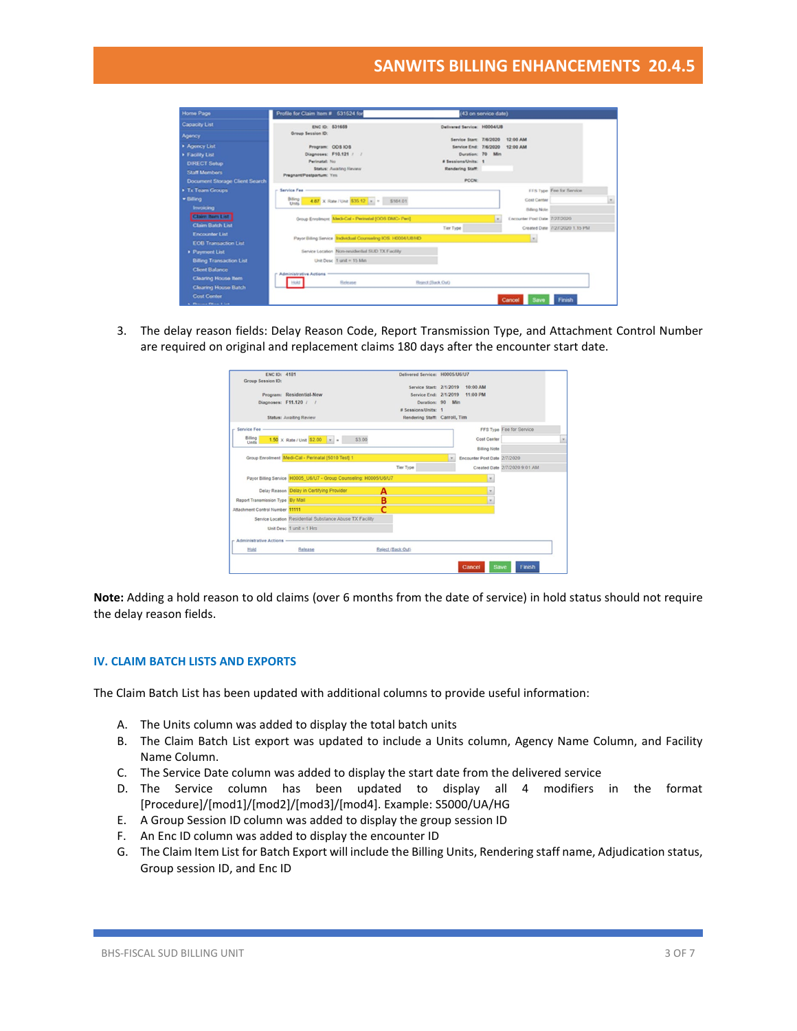3. The delay reason fields: Delay Reason Code, Report Transmission Type, and Attachment Control Number are required on original and replacement claims 180 days after the encounter start date.

**Note:** Adding a hold reason to old claims (over 6 months from the date of service) in hold status should not require the delay reason fields.

## IV. CLAIM BATCH LISTS AND EXPORTS

The Claim Batch List has been updated with additional columns to provide useful information:

A. The Units column was added to display the total batch units
B. The Claim Batch List export was updated to include a Units column, Agency Name Column, and Facility Name Column.
C. The Service Date column was added to display the start date from the delivered service
D. The Service column has been updated to display all 4 modifiers in the format [Procedure]/[mod1]/[mod2]/[mod3]/[mod4]. Example: S5000/UA/HG
E. A Group Session ID column was added to display the group session ID
F. An Enc ID column was added to display the encounter ID
G. The Claim Item List for Batch Export will include the Billing Units, Rendering staff name, Adjudication status, Group session ID, and Enc ID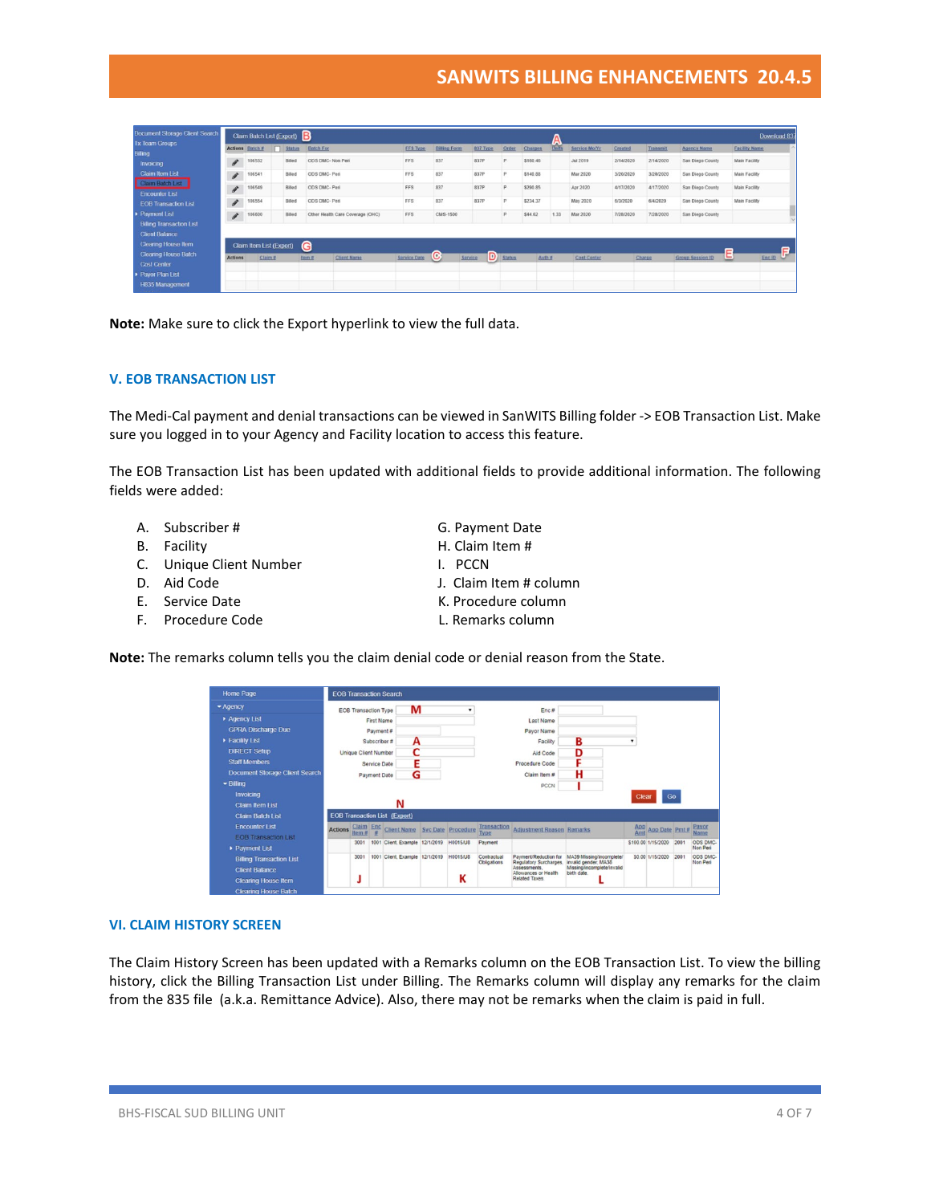**Note:** Make sure to click the Export hyperlink to view the full data.

## V. EOB TRANSACTION LIST

The Medi-Cal payment and denial transactions can be viewed in SanWITS Billing folder -> EOB Transaction List. Make sure you logged in to your Agency and Facility location to access this feature.

The EOB Transaction List has been updated with additional fields to provide additional information. The following fields were added:

A. Subscriber #
B. Facility
C. Unique Client Number
D. Aid Code
E. Service Date
F. Procedure Code
G. Payment Date
H. Claim Item #
I. PCCN
J. Claim Item # column
K. Procedure column
L. Remarks column

**Note:** The remarks column tells you the claim denial code or denial reason from the State.

## VI. CLAIM HISTORY SCREEN

The Claim History Screen has been updated with a Remarks column on the EOB Transaction List. To view the billing history, click the Billing Transaction List under Billing. The Remarks column will display any remarks for the claim from the 835 file (a.k.a. Remittance Advice). Also, there may not be remarks when the claim is paid in full.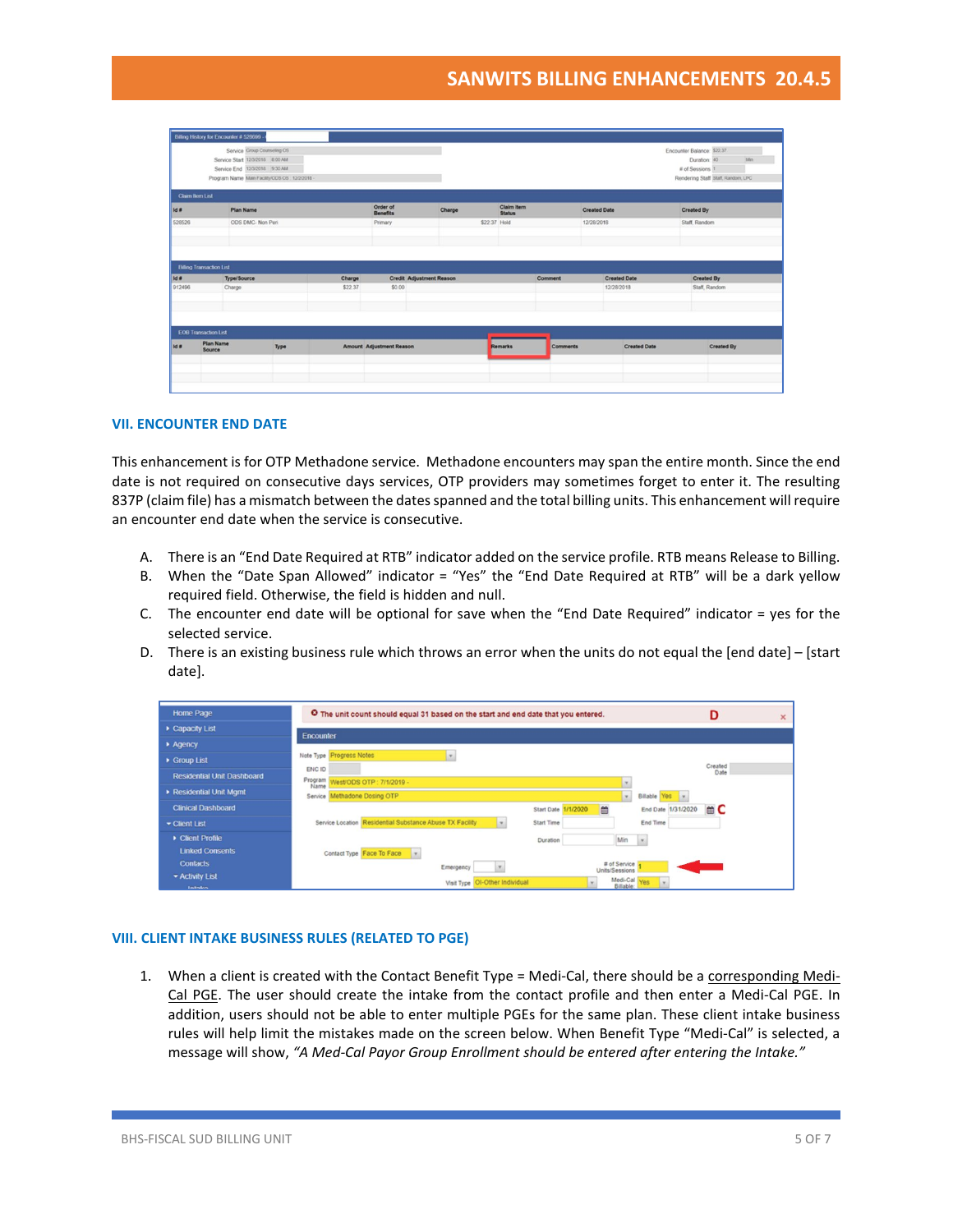## VII. ENCOUNTER END DATE

This enhancement is for OTP Methadone service. Methadone encounters may span the entire month. Since the end date is not required on consecutive days services, OTP providers may sometimes forget to enter it. The resulting 837P (claim file) has a mismatch between the dates spanned and the total billing units. This enhancement will require an encounter end date when the service is consecutive.

A. There is an "End Date Required at RTB" indicator added on the service profile. RTB means Release to Billing.
B. When the "Date Span Allowed" indicator = "Yes" the "End Date Required at RTB" will be a dark yellow required field. Otherwise, the field is hidden and null.
C. The encounter end date will be optional for save when the "End Date Required" indicator = yes for the selected service.
D. There is an existing business rule which throws an error when the units do not equal the [end date] – [start date].

## VIII. CLIENT INTAKE BUSINESS RULES (RELATED TO PGE)

1. When a client is created with the Contact Benefit Type = Medi-Cal, there should be a corresponding Medi-Cal PGE. The user should create the intake from the contact profile and then enter a Medi-Cal PGE. In addition, users should not be able to enter multiple PGEs for the same plan. These client intake business rules will help limit the mistakes made on the screen below. When Benefit Type "Medi-Cal" is selected, a message will show, *"A Med-Cal Payor Group Enrollment should be entered after entering the Intake."*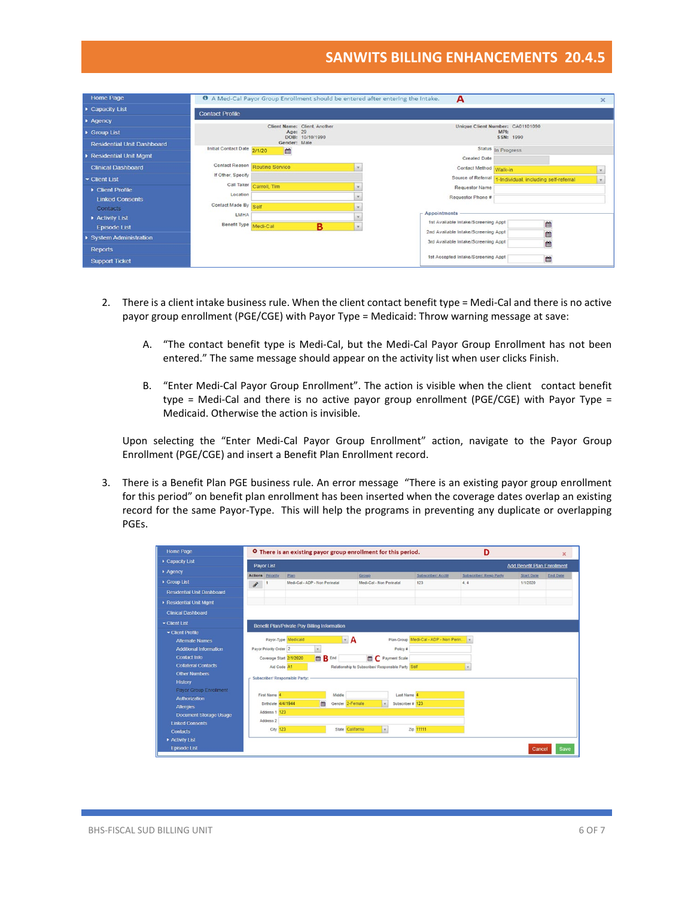2. There is a client intake business rule. When the client contact benefit type = Medi-Cal and there is no active payor group enrollment (PGE/CGE) with Payor Type = Medicaid: Throw warning message at save:

    A. "The contact benefit type is Medi-Cal, but the Medi-Cal Payor Group Enrollment has not been entered." The same message should appear on the activity list when user clicks Finish.

    B. "Enter Medi-Cal Payor Group Enrollment". The action is visible when the client contact benefit type = Medi-Cal and there is no active payor group enrollment (PGE/CGE) with Payor Type = Medicaid. Otherwise the action is invisible.

    Upon selecting the "Enter Medi-Cal Payor Group Enrollment" action, navigate to the Payor Group Enrollment (PGE/CGE) and insert a Benefit Plan Enrollment record.

3. There is a Benefit Plan PGE business rule. An error message "There is an existing payor group enrollment for this period" on benefit plan enrollment has been inserted when the coverage dates overlap an existing record for the same Payor-Type. This will help the programs in preventing any duplicate or overlapping PGEs.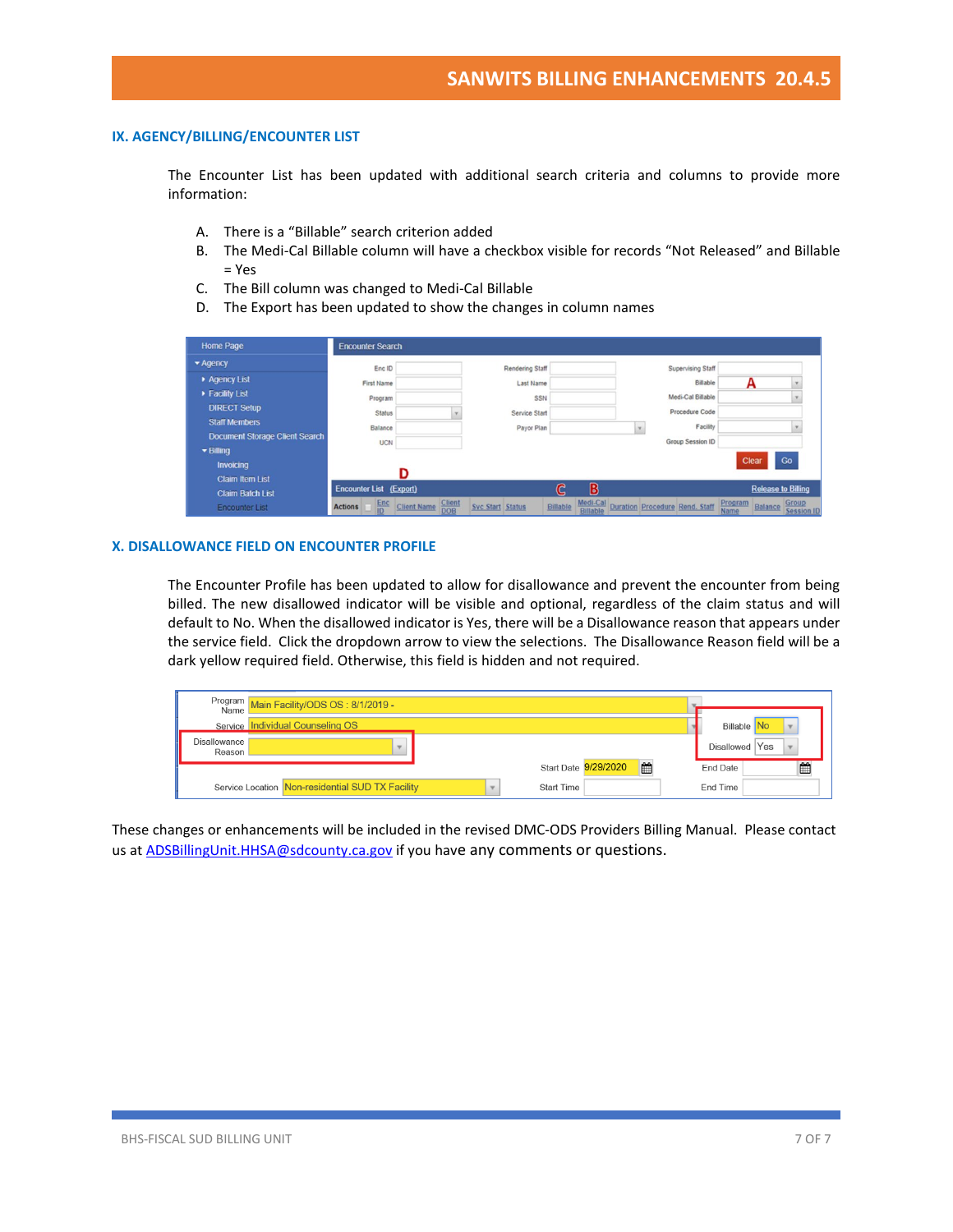## IX. AGENCY/BILLING/ENCOUNTER LIST

The Encounter List has been updated with additional search criteria and columns to provide more information:

A. There is a "Billable" search criterion added
B. The Medi-Cal Billable column will have a checkbox visible for records "Not Released" and Billable = Yes
C. The Bill column was changed to Medi-Cal Billable
D. The Export has been updated to show the changes in column names

## X. DISALLOWANCE FIELD ON ENCOUNTER PROFILE

The Encounter Profile has been updated to allow for disallowance and prevent the encounter from being billed. The new disallowed indicator will be visible and optional, regardless of the claim status and will default to No. When the disallowed indicator is Yes, there will be a Disallowance reason that appears under the service field. Click the dropdown arrow to view the selections. The Disallowance Reason field will be a dark yellow required field. Otherwise, this field is hidden and not required.

These changes or enhancements will be included in the revised DMC-ODS Providers Billing Manual. Please contact us at ADSBillingUnit.HHSA@sdcounty.ca.gov if you have any comments or questions.